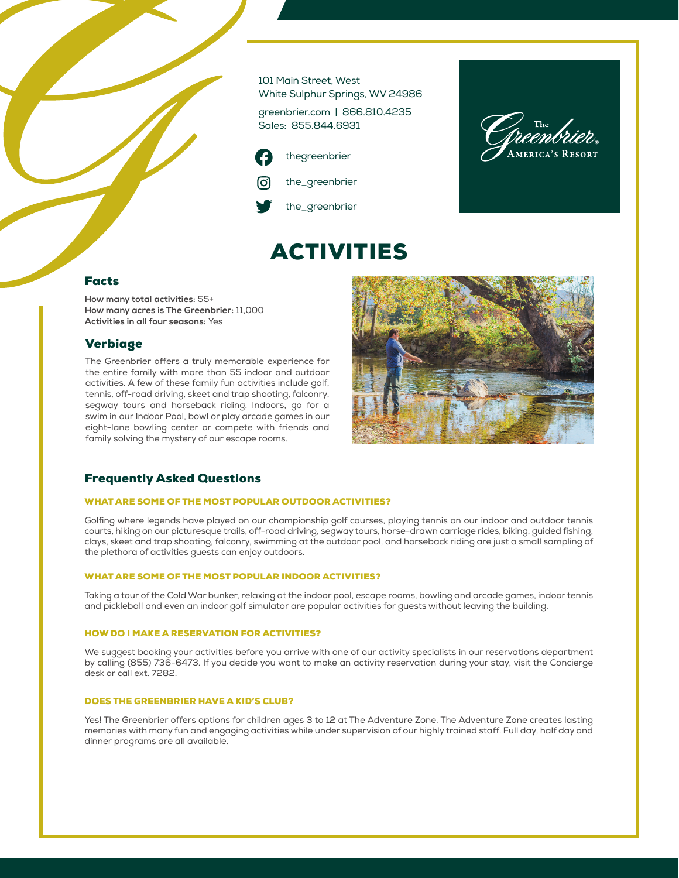101 Main Street, West
White Sulphur Springs, WV 24986

greenbrier.com | 866.810.4235
Sales: 855.844.6931

thegreenbrier

the_greenbrier

the_greenbrier

The Greenbrier® America's Resort

# ACTIVITIES

## Facts

**How many total activities:** 55+
**How many acres is The Greenbrier:** 11,000
**Activities in all four seasons:** Yes

## Verbiage

The Greenbrier offers a truly memorable experience for the entire family with more than 55 indoor and outdoor activities. A few of these family fun activities include golf, tennis, off-road driving, skeet and trap shooting, falconry, segway tours and horseback riding. Indoors, go for a swim in our Indoor Pool, bowl or play arcade games in our eight-lane bowling center or compete with friends and family solving the mystery of our escape rooms.

## Frequently Asked Questions

### WHAT ARE SOME OF THE MOST POPULAR OUTDOOR ACTIVITIES?

Golfing where legends have played on our championship golf courses, playing tennis on our indoor and outdoor tennis courts, hiking on our picturesque trails, off-road driving, segway tours, horse-drawn carriage rides, biking, guided fishing, clays, skeet and trap shooting, falconry, swimming at the outdoor pool, and horseback riding are just a small sampling of the plethora of activities guests can enjoy outdoors.

### WHAT ARE SOME OF THE MOST POPULAR INDOOR ACTIVITIES?

Taking a tour of the Cold War bunker, relaxing at the indoor pool, escape rooms, bowling and arcade games, indoor tennis and pickleball and even an indoor golf simulator are popular activities for guests without leaving the building.

### HOW DO I MAKE A RESERVATION FOR ACTIVITIES?

We suggest booking your activities before you arrive with one of our activity specialists in our reservations department by calling (855) 736-6473. If you decide you want to make an activity reservation during your stay, visit the Concierge desk or call ext. 7282.

### DOES THE GREENBRIER HAVE A KID'S CLUB?

Yes! The Greenbrier offers options for children ages 3 to 12 at The Adventure Zone. The Adventure Zone creates lasting memories with many fun and engaging activities while under supervision of our highly trained staff. Full day, half day and dinner programs are all available.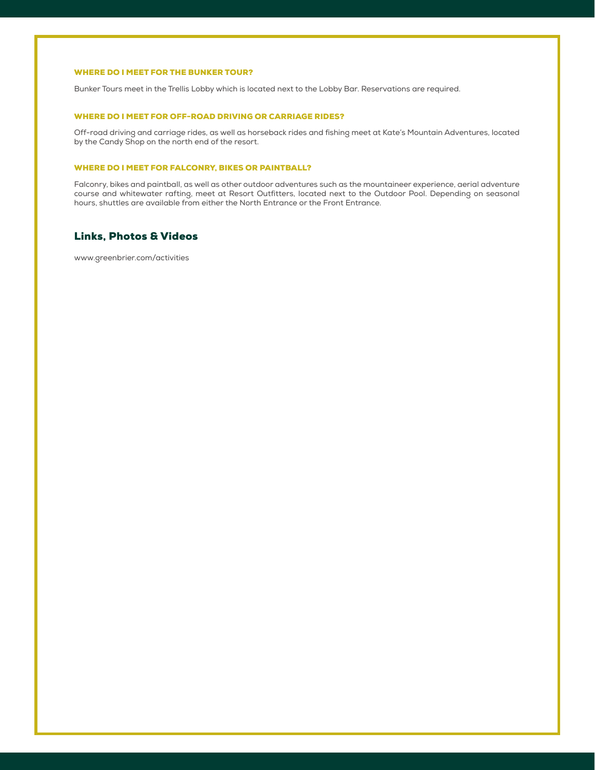### WHERE DO I MEET FOR THE BUNKER TOUR?

Bunker Tours meet in the Trellis Lobby which is located next to the Lobby Bar. Reservations are required.

### WHERE DO I MEET FOR OFF-ROAD DRIVING OR CARRIAGE RIDES?

Off-road driving and carriage rides, as well as horseback rides and fishing meet at Kate's Mountain Adventures, located by the Candy Shop on the north end of the resort.

### WHERE DO I MEET FOR FALCONRY, BIKES OR PAINTBALL?

Falconry, bikes and paintball, as well as other outdoor adventures such as the mountaineer experience, aerial adventure course and whitewater rafting, meet at Resort Outfitters, located next to the Outdoor Pool. Depending on seasonal hours, shuttles are available from either the North Entrance or the Front Entrance.

## Links, Photos & Videos

www.greenbrier.com/activities